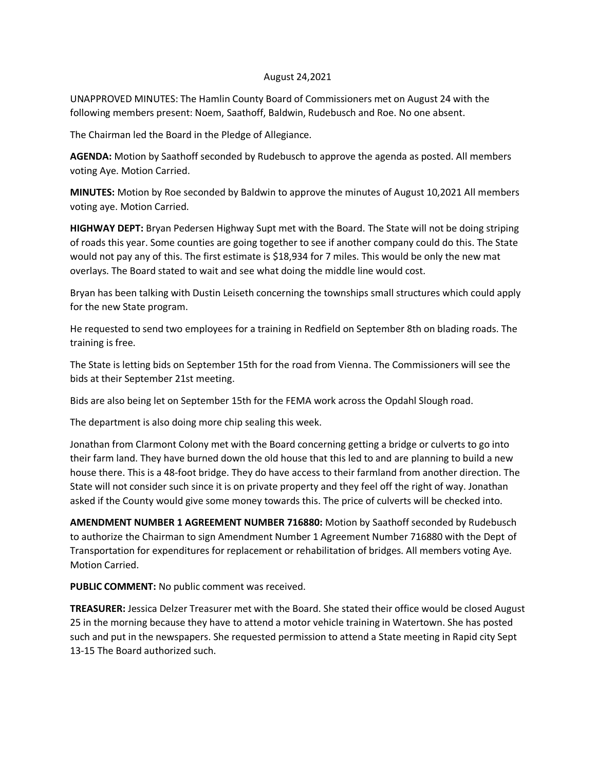August 24,2021

UNAPPROVED MINUTES: The Hamlin County Board of Commissioners met on August 24 with the following members present: Noem, Saathoff, Baldwin, Rudebusch and Roe. No one absent.

The Chairman led the Board in the Pledge of Allegiance.

**AGENDA:** Motion by Saathoff seconded by Rudebusch to approve the agenda as posted. All members voting Aye. Motion Carried.

**MINUTES:** Motion by Roe seconded by Baldwin to approve the minutes of August 10,2021 All members voting aye. Motion Carried.

**HIGHWAY DEPT:** Bryan Pedersen Highway Supt met with the Board. The State will not be doing striping of roads this year. Some counties are going together to see if another company could do this. The State would not pay any of this. The first estimate is $18,934 for 7 miles. This would be only the new mat overlays. The Board stated to wait and see what doing the middle line would cost.

Bryan has been talking with Dustin Leiseth concerning the townships small structures which could apply for the new State program.

He requested to send two employees for a training in Redfield on September 8th on blading roads. The training is free.

The State is letting bids on September 15th for the road from Vienna. The Commissioners will see the bids at their September 21st meeting.

Bids are also being let on September 15th for the FEMA work across the Opdahl Slough road.

The department is also doing more chip sealing this week.

Jonathan from Clarmont Colony met with the Board concerning getting a bridge or culverts to go into their farm land. They have burned down the old house that this led to and are planning to build a new house there. This is a 48-foot bridge. They do have access to their farmland from another direction. The State will not consider such since it is on private property and they feel off the right of way. Jonathan asked if the County would give some money towards this. The price of culverts will be checked into.

**AMENDMENT NUMBER 1 AGREEMENT NUMBER 716880:** Motion by Saathoff seconded by Rudebusch to authorize the Chairman to sign Amendment Number 1 Agreement Number 716880 with the Dept of Transportation for expenditures for replacement or rehabilitation of bridges. All members voting Aye. Motion Carried.

**PUBLIC COMMENT:** No public comment was received.

**TREASURER:** Jessica Delzer Treasurer met with the Board. She stated their office would be closed August 25 in the morning because they have to attend a motor vehicle training in Watertown. She has posted such and put in the newspapers. She requested permission to attend a State meeting in Rapid city Sept 13-15 The Board authorized such.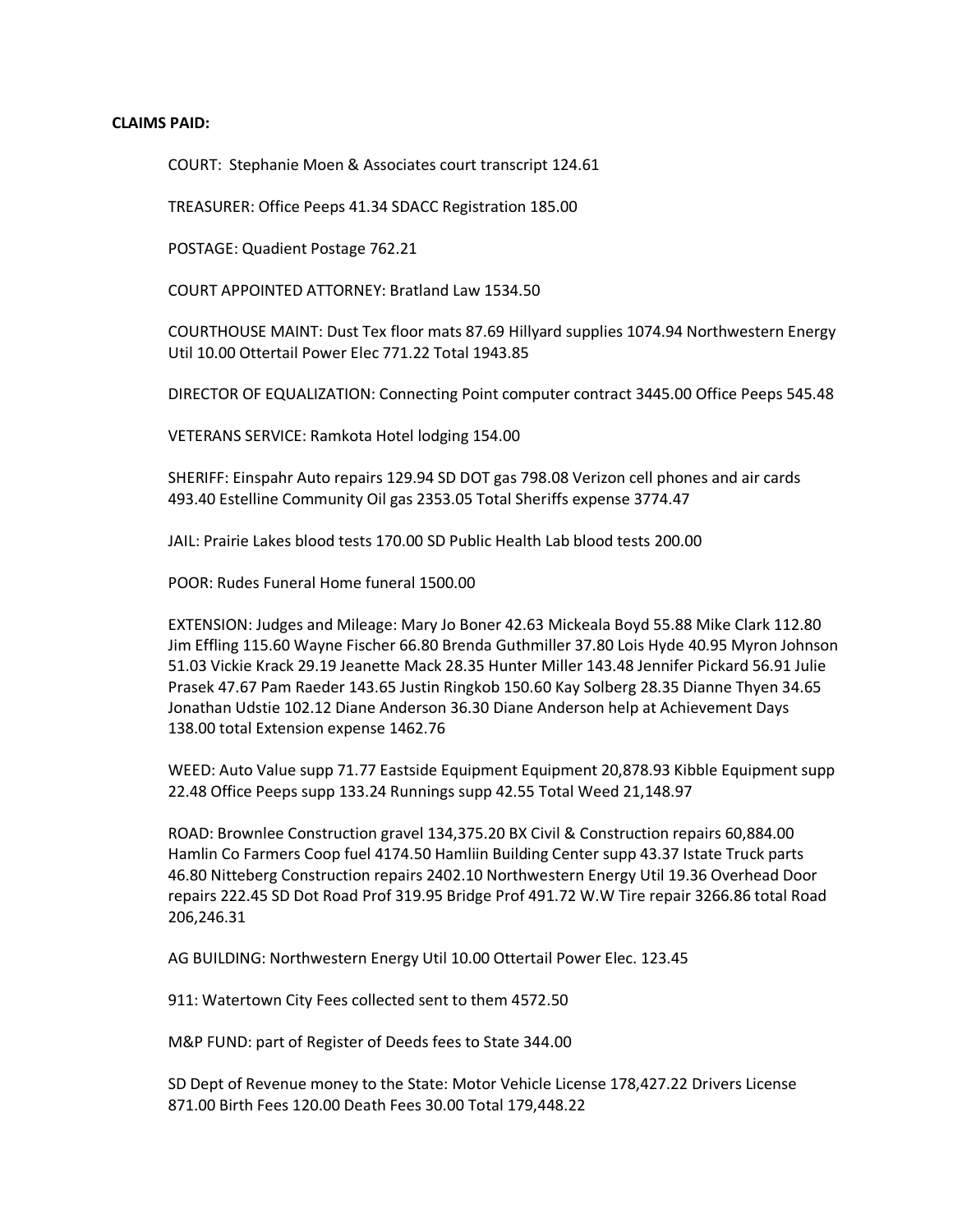**CLAIMS PAID:**

COURT: Stephanie Moen & Associates court transcript 124.61

TREASURER: Office Peeps 41.34 SDACC Registration 185.00

POSTAGE: Quadient Postage 762.21

COURT APPOINTED ATTORNEY: Bratland Law 1534.50

COURTHOUSE MAINT: Dust Tex floor mats 87.69 Hillyard supplies 1074.94 Northwestern Energy Util 10.00 Ottertail Power Elec 771.22 Total 1943.85

DIRECTOR OF EQUALIZATION: Connecting Point computer contract 3445.00 Office Peeps 545.48

VETERANS SERVICE: Ramkota Hotel lodging 154.00

SHERIFF: Einspahr Auto repairs 129.94 SD DOT gas 798.08 Verizon cell phones and air cards 493.40 Estelline Community Oil gas 2353.05 Total Sheriffs expense 3774.47

JAIL: Prairie Lakes blood tests 170.00 SD Public Health Lab blood tests 200.00

POOR: Rudes Funeral Home funeral 1500.00

EXTENSION: Judges and Mileage: Mary Jo Boner 42.63 Mickeala Boyd 55.88 Mike Clark 112.80 Jim Effling 115.60 Wayne Fischer 66.80 Brenda Guthmiller 37.80 Lois Hyde 40.95 Myron Johnson 51.03 Vickie Krack 29.19 Jeanette Mack 28.35 Hunter Miller 143.48 Jennifer Pickard 56.91 Julie Prasek 47.67 Pam Raeder 143.65 Justin Ringkob 150.60 Kay Solberg 28.35 Dianne Thyen 34.65 Jonathan Udstie 102.12 Diane Anderson 36.30 Diane Anderson help at Achievement Days 138.00 total Extension expense 1462.76

WEED: Auto Value supp 71.77 Eastside Equipment Equipment 20,878.93 Kibble Equipment supp 22.48 Office Peeps supp 133.24 Runnings supp 42.55 Total Weed 21,148.97

ROAD: Brownlee Construction gravel 134,375.20 BX Civil & Construction repairs 60,884.00 Hamlin Co Farmers Coop fuel 4174.50 Hamliin Building Center supp 43.37 Istate Truck parts 46.80 Nitteberg Construction repairs 2402.10 Northwestern Energy Util 19.36 Overhead Door repairs 222.45 SD Dot Road Prof 319.95 Bridge Prof 491.72 W.W Tire repair 3266.86 total Road 206,246.31

AG BUILDING: Northwestern Energy Util 10.00 Ottertail Power Elec. 123.45

911: Watertown City Fees collected sent to them 4572.50

M&P FUND: part of Register of Deeds fees to State 344.00

SD Dept of Revenue money to the State: Motor Vehicle License 178,427.22 Drivers License 871.00 Birth Fees 120.00 Death Fees 30.00 Total 179,448.22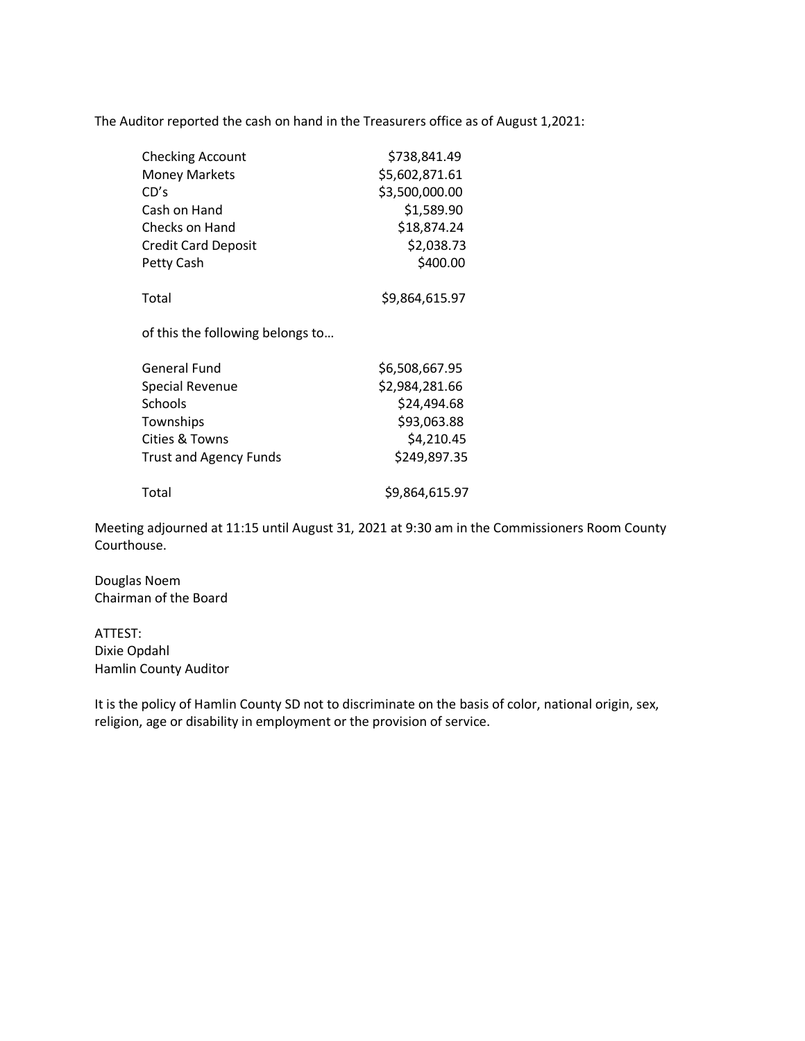The Auditor reported the cash on hand in the Treasurers office as of August 1,2021:

| | |
|---|---|
| Checking Account | $738,841.49 |
| Money Markets | $5,602,871.61 |
| CD's | $3,500,000.00 |
| Cash on Hand | $1,589.90 |
| Checks on Hand | $18,874.24 |
| Credit Card Deposit | $2,038.73 |
| Petty Cash | $400.00 |
| Total | $9,864,615.97 |

of this the following belongs to…

| | |
|---|---|
| General Fund | $6,508,667.95 |
| Special Revenue | $2,984,281.66 |
| Schools | $24,494.68 |
| Townships | $93,063.88 |
| Cities & Towns | $4,210.45 |
| Trust and Agency Funds | $249,897.35 |
| Total | $9,864,615.97 |

Meeting adjourned at 11:15 until August 31, 2021 at 9:30 am in the Commissioners Room County Courthouse.

Douglas Noem
Chairman of the Board

ATTEST:
Dixie Opdahl
Hamlin County Auditor

It is the policy of Hamlin County SD not to discriminate on the basis of color, national origin, sex, religion, age or disability in employment or the provision of service.